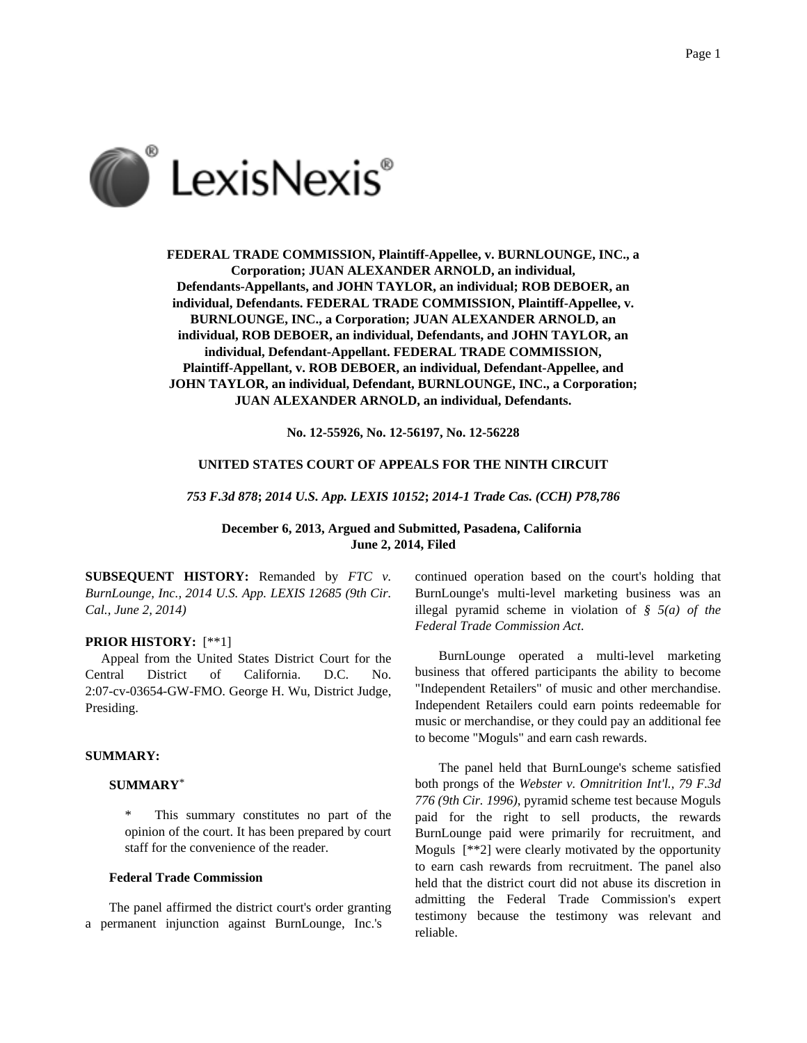**FEDERAL TRADE COMMISSION, Plaintiff-Appellee, v. BURNLOUNGE, INC., a Corporation; JUAN ALEXANDER ARNOLD, an individual, Defendants-Appellants, and JOHN TAYLOR, an individual; ROB DEBOER, an individual, Defendants. FEDERAL TRADE COMMISSION, Plaintiff-Appellee, v. BURNLOUNGE, INC., a Corporation; JUAN ALEXANDER ARNOLD, an individual, ROB DEBOER, an individual, Defendants, and JOHN TAYLOR, an individual, Defendant-Appellant. FEDERAL TRADE COMMISSION, Plaintiff-Appellant, v. ROB DEBOER, an individual, Defendant-Appellee, and JOHN TAYLOR, an individual, Defendant, BURNLOUNGE, INC., a Corporation; JUAN ALEXANDER ARNOLD, an individual, Defendants.**

**No. 12-55926, No. 12-56197, No. 12-56228**

**UNITED STATES COURT OF APPEALS FOR THE NINTH CIRCUIT**

***753 F.3d 878*; *2014 U.S. App. LEXIS 10152*; *2014-1 Trade Cas. (CCH) P78,786***

**December 6, 2013, Argued and Submitted, Pasadena, California**
**June 2, 2014, Filed**

**SUBSEQUENT HISTORY:** Remanded by *FTC v. BurnLounge, Inc., 2014 U.S. App. LEXIS 12685 (9th Cir. Cal., June 2, 2014)*

**PRIOR HISTORY:** [**1]

Appeal from the United States District Court for the Central District of California. D.C. No. 2:07-cv-03654-GW-FMO. George H. Wu, District Judge, Presiding.

**SUMMARY:**

**SUMMARY**[*]

> * This summary constitutes no part of the opinion of the court. It has been prepared by court staff for the convenience of the reader.

**Federal Trade Commission**

The panel affirmed the district court's order granting a permanent injunction against BurnLounge, Inc.'s continued operation based on the court's holding that BurnLounge's multi-level marketing business was an illegal pyramid scheme in violation of *§ 5(a) of the Federal Trade Commission Act*.

BurnLounge operated a multi-level marketing business that offered participants the ability to become "Independent Retailers" of music and other merchandise. Independent Retailers could earn points redeemable for music or merchandise, or they could pay an additional fee to become "Moguls" and earn cash rewards.

The panel held that BurnLounge's scheme satisfied both prongs of the *Webster v. Omnitrition Int'l., 79 F.3d 776 (9th Cir. 1996)*, pyramid scheme test because Moguls paid for the right to sell products, the rewards BurnLounge paid were primarily for recruitment, and Moguls [**2] were clearly motivated by the opportunity to earn cash rewards from recruitment. The panel also held that the district court did not abuse its discretion in admitting the Federal Trade Commission's expert testimony because the testimony was relevant and reliable.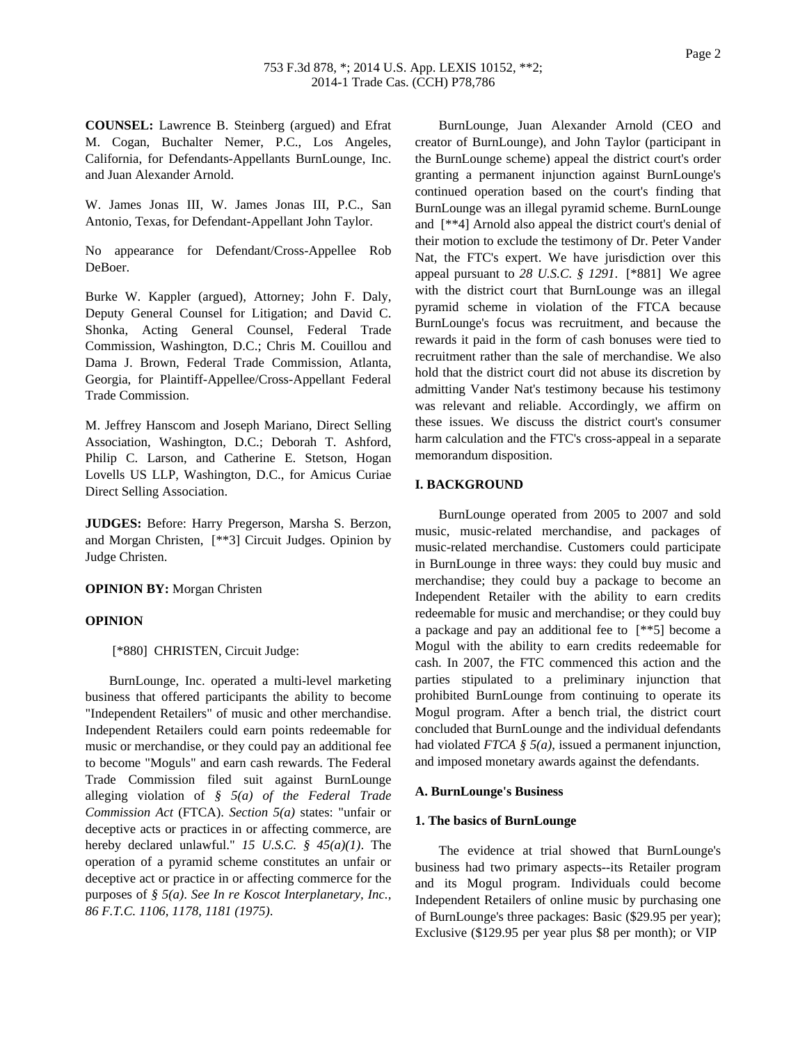**COUNSEL:** Lawrence B. Steinberg (argued) and Efrat M. Cogan, Buchalter Nemer, P.C., Los Angeles, California, for Defendants-Appellants BurnLounge, Inc. and Juan Alexander Arnold.

W. James Jonas III, W. James Jonas III, P.C., San Antonio, Texas, for Defendant-Appellant John Taylor.

No appearance for Defendant/Cross-Appellee Rob DeBoer.

Burke W. Kappler (argued), Attorney; John F. Daly, Deputy General Counsel for Litigation; and David C. Shonka, Acting General Counsel, Federal Trade Commission, Washington, D.C.; Chris M. Couillou and Dama J. Brown, Federal Trade Commission, Atlanta, Georgia, for Plaintiff-Appellee/Cross-Appellant Federal Trade Commission.

M. Jeffrey Hanscom and Joseph Mariano, Direct Selling Association, Washington, D.C.; Deborah T. Ashford, Philip C. Larson, and Catherine E. Stetson, Hogan Lovells US LLP, Washington, D.C., for Amicus Curiae Direct Selling Association.

**JUDGES:** Before: Harry Pregerson, Marsha S. Berzon, and Morgan Christen, [**3] Circuit Judges. Opinion by Judge Christen.

**OPINION BY:** Morgan Christen

**OPINION**

[*880] CHRISTEN, Circuit Judge:

BurnLounge, Inc. operated a multi-level marketing business that offered participants the ability to become "Independent Retailers" of music and other merchandise. Independent Retailers could earn points redeemable for music or merchandise, or they could pay an additional fee to become "Moguls" and earn cash rewards. The Federal Trade Commission filed suit against BurnLounge alleging violation of *§ 5(a) of the Federal Trade Commission Act* (FTCA). *Section 5(a)* states: "unfair or deceptive acts or practices in or affecting commerce, are hereby declared unlawful." *15 U.S.C. § 45(a)(1)*. The operation of a pyramid scheme constitutes an unfair or deceptive act or practice in or affecting commerce for the purposes of *§ 5(a)*. *See In re Koscot Interplanetary, Inc., 86 F.T.C. 1106, 1178, 1181 (1975)*.

BurnLounge, Juan Alexander Arnold (CEO and creator of BurnLounge), and John Taylor (participant in the BurnLounge scheme) appeal the district court's order granting a permanent injunction against BurnLounge's continued operation based on the court's finding that BurnLounge was an illegal pyramid scheme. BurnLounge and [**4] Arnold also appeal the district court's denial of their motion to exclude the testimony of Dr. Peter Vander Nat, the FTC's expert. We have jurisdiction over this appeal pursuant to *28 U.S.C. § 1291*. [*881] We agree with the district court that BurnLounge was an illegal pyramid scheme in violation of the FTCA because BurnLounge's focus was recruitment, and because the rewards it paid in the form of cash bonuses were tied to recruitment rather than the sale of merchandise. We also hold that the district court did not abuse its discretion by admitting Vander Nat's testimony because his testimony was relevant and reliable. Accordingly, we affirm on these issues. We discuss the district court's consumer harm calculation and the FTC's cross-appeal in a separate memorandum disposition.

## I. BACKGROUND

BurnLounge operated from 2005 to 2007 and sold music, music-related merchandise, and packages of music-related merchandise. Customers could participate in BurnLounge in three ways: they could buy music and merchandise; they could buy a package to become an Independent Retailer with the ability to earn credits redeemable for music and merchandise; or they could buy a package and pay an additional fee to [**5] become a Mogul with the ability to earn credits redeemable for cash. In 2007, the FTC commenced this action and the parties stipulated to a preliminary injunction that prohibited BurnLounge from continuing to operate its Mogul program. After a bench trial, the district court concluded that BurnLounge and the individual defendants had violated *FTCA § 5(a)*, issued a permanent injunction, and imposed monetary awards against the defendants.

### A. BurnLounge's Business

#### 1. The basics of BurnLounge

The evidence at trial showed that BurnLounge's business had two primary aspects--its Retailer program and its Mogul program. Individuals could become Independent Retailers of online music by purchasing one of BurnLounge's three packages: Basic ($29.95 per year); Exclusive ($129.95 per year plus $8 per month); or VIP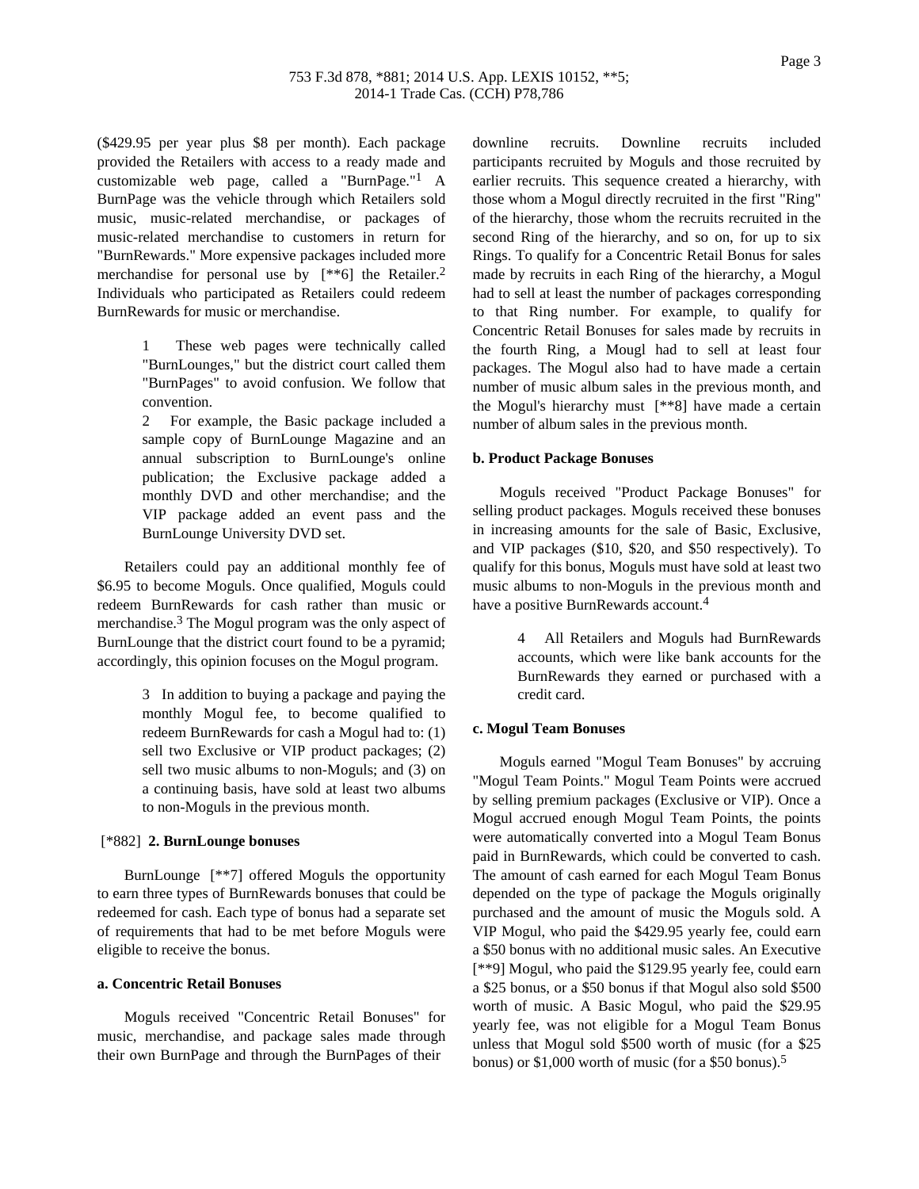($429.95 per year plus $8 per month). Each package provided the Retailers with access to a ready made and customizable web page, called a "BurnPage."[1] A BurnPage was the vehicle through which Retailers sold music, music-related merchandise, or packages of music-related merchandise to customers in return for "BurnRewards." More expensive packages included more merchandise for personal use by [**6] the Retailer.[2] Individuals who participated as Retailers could redeem BurnRewards for music or merchandise.

> 1 These web pages were technically called "BurnLounges," but the district court called them "BurnPages" to avoid confusion. We follow that convention.
>
> 2 For example, the Basic package included a sample copy of BurnLounge Magazine and an annual subscription to BurnLounge's online publication; the Exclusive package added a monthly DVD and other merchandise; and the VIP package added an event pass and the BurnLounge University DVD set.

Retailers could pay an additional monthly fee of $6.95 to become Moguls. Once qualified, Moguls could redeem BurnRewards for cash rather than music or merchandise.[3] The Mogul program was the only aspect of BurnLounge that the district court found to be a pyramid; accordingly, this opinion focuses on the Mogul program.

> 3 In addition to buying a package and paying the monthly Mogul fee, to become qualified to redeem BurnRewards for cash a Mogul had to: (1) sell two Exclusive or VIP product packages; (2) sell two music albums to non-Moguls; and (3) on a continuing basis, have sold at least two albums to non-Moguls in the previous month.

[*882] **2. BurnLounge bonuses**

BurnLounge [**7] offered Moguls the opportunity to earn three types of BurnRewards bonuses that could be redeemed for cash. Each type of bonus had a separate set of requirements that had to be met before Moguls were eligible to receive the bonus.

**a. Concentric Retail Bonuses**

Moguls received "Concentric Retail Bonuses" for music, merchandise, and package sales made through their own BurnPage and through the BurnPages of their downline recruits. Downline recruits included participants recruited by Moguls and those recruited by earlier recruits. This sequence created a hierarchy, with those whom a Mogul directly recruited in the first "Ring" of the hierarchy, those whom the recruits recruited in the second Ring of the hierarchy, and so on, for up to six Rings. To qualify for a Concentric Retail Bonus for sales made by recruits in each Ring of the hierarchy, a Mogul had to sell at least the number of packages corresponding to that Ring number. For example, to qualify for Concentric Retail Bonuses for sales made by recruits in the fourth Ring, a Mougl had to sell at least four packages. The Mogul also had to have made a certain number of music album sales in the previous month, and the Mogul's hierarchy must [**8] have made a certain number of album sales in the previous month.

**b. Product Package Bonuses**

Moguls received "Product Package Bonuses" for selling product packages. Moguls received these bonuses in increasing amounts for the sale of Basic, Exclusive, and VIP packages ($10, $20, and $50 respectively). To qualify for this bonus, Moguls must have sold at least two music albums to non-Moguls in the previous month and have a positive BurnRewards account.[4]

> 4 All Retailers and Moguls had BurnRewards accounts, which were like bank accounts for the BurnRewards they earned or purchased with a credit card.

**c. Mogul Team Bonuses**

Moguls earned "Mogul Team Bonuses" by accruing "Mogul Team Points." Mogul Team Points were accrued by selling premium packages (Exclusive or VIP). Once a Mogul accrued enough Mogul Team Points, the points were automatically converted into a Mogul Team Bonus paid in BurnRewards, which could be converted to cash. The amount of cash earned for each Mogul Team Bonus depended on the type of package the Moguls originally purchased and the amount of music the Moguls sold. A VIP Mogul, who paid the $429.95 yearly fee, could earn a $50 bonus with no additional music sales. An Executive [**9] Mogul, who paid the $129.95 yearly fee, could earn a $25 bonus, or a $50 bonus if that Mogul also sold $500 worth of music. A Basic Mogul, who paid the $29.95 yearly fee, was not eligible for a Mogul Team Bonus unless that Mogul sold $500 worth of music (for a $25 bonus) or $1,000 worth of music (for a $50 bonus).[5]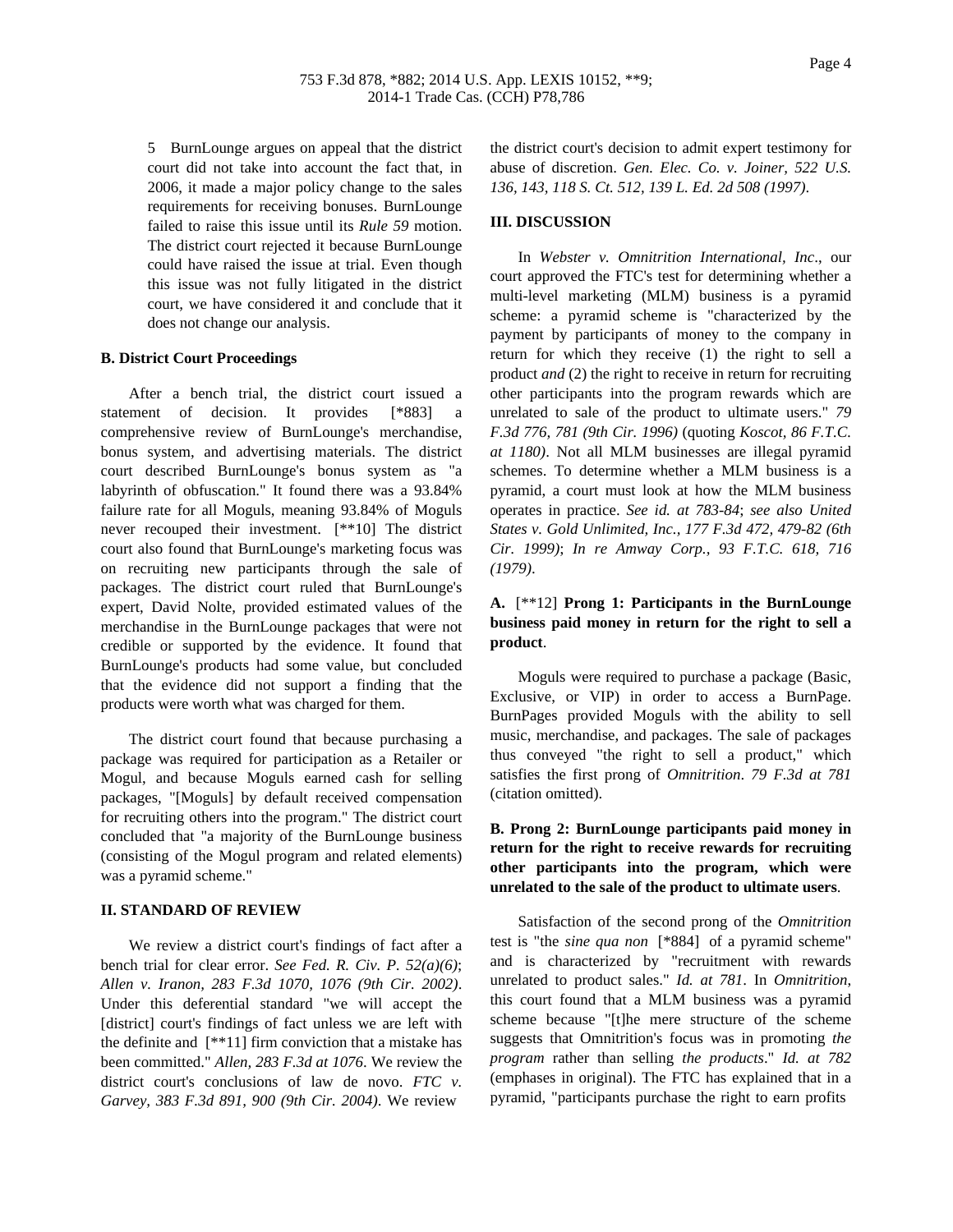5 BurnLounge argues on appeal that the district court did not take into account the fact that, in 2006, it made a major policy change to the sales requirements for receiving bonuses. BurnLounge failed to raise this issue until its *Rule 59* motion. The district court rejected it because BurnLounge could have raised the issue at trial. Even though this issue was not fully litigated in the district court, we have considered it and conclude that it does not change our analysis.

**B. District Court Proceedings**

After a bench trial, the district court issued a statement of decision. It provides [*883] a comprehensive review of BurnLounge's merchandise, bonus system, and advertising materials. The district court described BurnLounge's bonus system as "a labyrinth of obfuscation." It found there was a 93.84% failure rate for all Moguls, meaning 93.84% of Moguls never recouped their investment. [**10] The district court also found that BurnLounge's marketing focus was on recruiting new participants through the sale of packages. The district court ruled that BurnLounge's expert, David Nolte, provided estimated values of the merchandise in the BurnLounge packages that were not credible or supported by the evidence. It found that BurnLounge's products had some value, but concluded that the evidence did not support a finding that the products were worth what was charged for them.

The district court found that because purchasing a package was required for participation as a Retailer or Mogul, and because Moguls earned cash for selling packages, "[Moguls] by default received compensation for recruiting others into the program." The district court concluded that "a majority of the BurnLounge business (consisting of the Mogul program and related elements) was a pyramid scheme."

**II. STANDARD OF REVIEW**

We review a district court's findings of fact after a bench trial for clear error. *See Fed. R. Civ. P. 52(a)(6)*; *Allen v. Iranon, 283 F.3d 1070, 1076 (9th Cir. 2002)*. Under this deferential standard "we will accept the [district] court's findings of fact unless we are left with the definite and [**11] firm conviction that a mistake has been committed." *Allen, 283 F.3d at 1076*. We review the district court's conclusions of law de novo. *FTC v. Garvey, 383 F.3d 891, 900 (9th Cir. 2004)*. We review the district court's decision to admit expert testimony for abuse of discretion. *Gen. Elec. Co. v. Joiner, 522 U.S. 136, 143, 118 S. Ct. 512, 139 L. Ed. 2d 508 (1997)*.

**III. DISCUSSION**

In *Webster v. Omnitrition International, Inc*., our court approved the FTC's test for determining whether a multi-level marketing (MLM) business is a pyramid scheme: a pyramid scheme is "characterized by the payment by participants of money to the company in return for which they receive (1) the right to sell a product *and* (2) the right to receive in return for recruiting other participants into the program rewards which are unrelated to sale of the product to ultimate users." *79 F.3d 776, 781 (9th Cir. 1996)* (quoting *Koscot, 86 F.T.C. at 1180)*. Not all MLM businesses are illegal pyramid schemes. To determine whether a MLM business is a pyramid, a court must look at how the MLM business operates in practice. *See id. at 783-84*; *see also United States v. Gold Unlimited, Inc., 177 F.3d 472, 479-82 (6th Cir. 1999)*; *In re Amway Corp., 93 F.T.C. 618, 716 (1979)*.

**A.** [**12] **Prong 1: Participants in the BurnLounge business paid money in return for the right to sell a product**.

Moguls were required to purchase a package (Basic, Exclusive, or VIP) in order to access a BurnPage. BurnPages provided Moguls with the ability to sell music, merchandise, and packages. The sale of packages thus conveyed "the right to sell a product," which satisfies the first prong of *Omnitrition*. *79 F.3d at 781* (citation omitted).

**B. Prong 2: BurnLounge participants paid money in return for the right to receive rewards for recruiting other participants into the program, which were unrelated to the sale of the product to ultimate users**.

Satisfaction of the second prong of the *Omnitrition* test is "the *sine qua non* [*884] of a pyramid scheme" and is characterized by "recruitment with rewards unrelated to product sales." *Id. at 781*. In *Omnitrition*, this court found that a MLM business was a pyramid scheme because "[t]he mere structure of the scheme suggests that Omnitrition's focus was in promoting *the program* rather than selling *the products*." *Id. at 782* (emphases in original). The FTC has explained that in a pyramid, "participants purchase the right to earn profits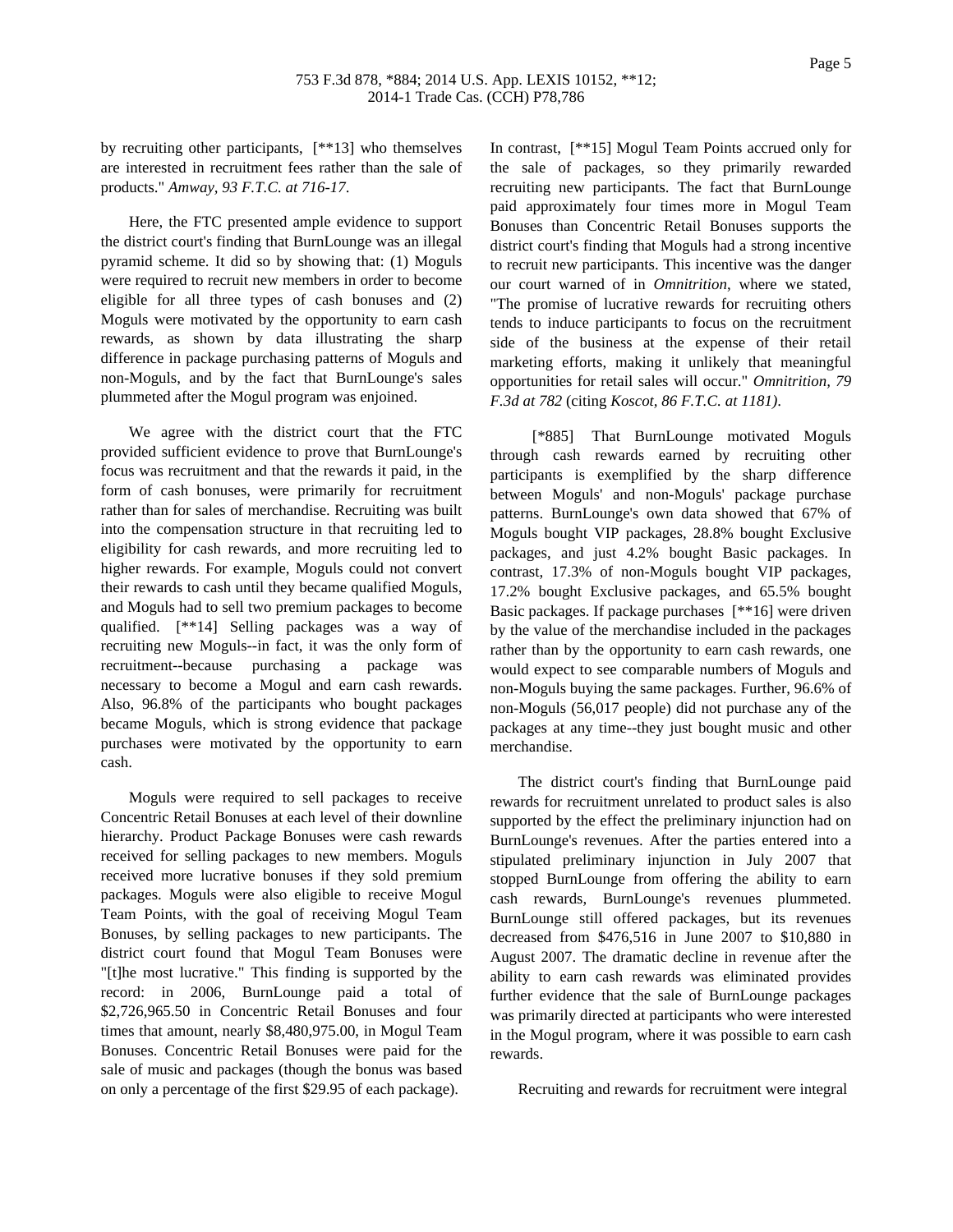by recruiting other participants, [**13] who themselves are interested in recruitment fees rather than the sale of products." *Amway, 93 F.T.C. at 716-17*.

Here, the FTC presented ample evidence to support the district court's finding that BurnLounge was an illegal pyramid scheme. It did so by showing that: (1) Moguls were required to recruit new members in order to become eligible for all three types of cash bonuses and (2) Moguls were motivated by the opportunity to earn cash rewards, as shown by data illustrating the sharp difference in package purchasing patterns of Moguls and non-Moguls, and by the fact that BurnLounge's sales plummeted after the Mogul program was enjoined.

We agree with the district court that the FTC provided sufficient evidence to prove that BurnLounge's focus was recruitment and that the rewards it paid, in the form of cash bonuses, were primarily for recruitment rather than for sales of merchandise. Recruiting was built into the compensation structure in that recruiting led to eligibility for cash rewards, and more recruiting led to higher rewards. For example, Moguls could not convert their rewards to cash until they became qualified Moguls, and Moguls had to sell two premium packages to become qualified. [**14] Selling packages was a way of recruiting new Moguls--in fact, it was the only form of recruitment--because purchasing a package was necessary to become a Mogul and earn cash rewards. Also, 96.8% of the participants who bought packages became Moguls, which is strong evidence that package purchases were motivated by the opportunity to earn cash.

Moguls were required to sell packages to receive Concentric Retail Bonuses at each level of their downline hierarchy. Product Package Bonuses were cash rewards received for selling packages to new members. Moguls received more lucrative bonuses if they sold premium packages. Moguls were also eligible to receive Mogul Team Points, with the goal of receiving Mogul Team Bonuses, by selling packages to new participants. The district court found that Mogul Team Bonuses were "[t]he most lucrative." This finding is supported by the record: in 2006, BurnLounge paid a total of $2,726,965.50 in Concentric Retail Bonuses and four times that amount, nearly $8,480,975.00, in Mogul Team Bonuses. Concentric Retail Bonuses were paid for the sale of music and packages (though the bonus was based on only a percentage of the first $29.95 of each package). In contrast, [**15] Mogul Team Points accrued only for the sale of packages, so they primarily rewarded recruiting new participants. The fact that BurnLounge paid approximately four times more in Mogul Team Bonuses than Concentric Retail Bonuses supports the district court's finding that Moguls had a strong incentive to recruit new participants. This incentive was the danger our court warned of in *Omnitrition*, where we stated, "The promise of lucrative rewards for recruiting others tends to induce participants to focus on the recruitment side of the business at the expense of their retail marketing efforts, making it unlikely that meaningful opportunities for retail sales will occur." *Omnitrition, 79 F.3d at 782* (citing *Koscot, 86 F.T.C. at 1181*).

[*885] That BurnLounge motivated Moguls through cash rewards earned by recruiting other participants is exemplified by the sharp difference between Moguls' and non-Moguls' package purchase patterns. BurnLounge's own data showed that 67% of Moguls bought VIP packages, 28.8% bought Exclusive packages, and just 4.2% bought Basic packages. In contrast, 17.3% of non-Moguls bought VIP packages, 17.2% bought Exclusive packages, and 65.5% bought Basic packages. If package purchases [**16] were driven by the value of the merchandise included in the packages rather than by the opportunity to earn cash rewards, one would expect to see comparable numbers of Moguls and non-Moguls buying the same packages. Further, 96.6% of non-Moguls (56,017 people) did not purchase any of the packages at any time--they just bought music and other merchandise.

The district court's finding that BurnLounge paid rewards for recruitment unrelated to product sales is also supported by the effect the preliminary injunction had on BurnLounge's revenues. After the parties entered into a stipulated preliminary injunction in July 2007 that stopped BurnLounge from offering the ability to earn cash rewards, BurnLounge's revenues plummeted. BurnLounge still offered packages, but its revenues decreased from $476,516 in June 2007 to $10,880 in August 2007. The dramatic decline in revenue after the ability to earn cash rewards was eliminated provides further evidence that the sale of BurnLounge packages was primarily directed at participants who were interested in the Mogul program, where it was possible to earn cash rewards.

Recruiting and rewards for recruitment were integral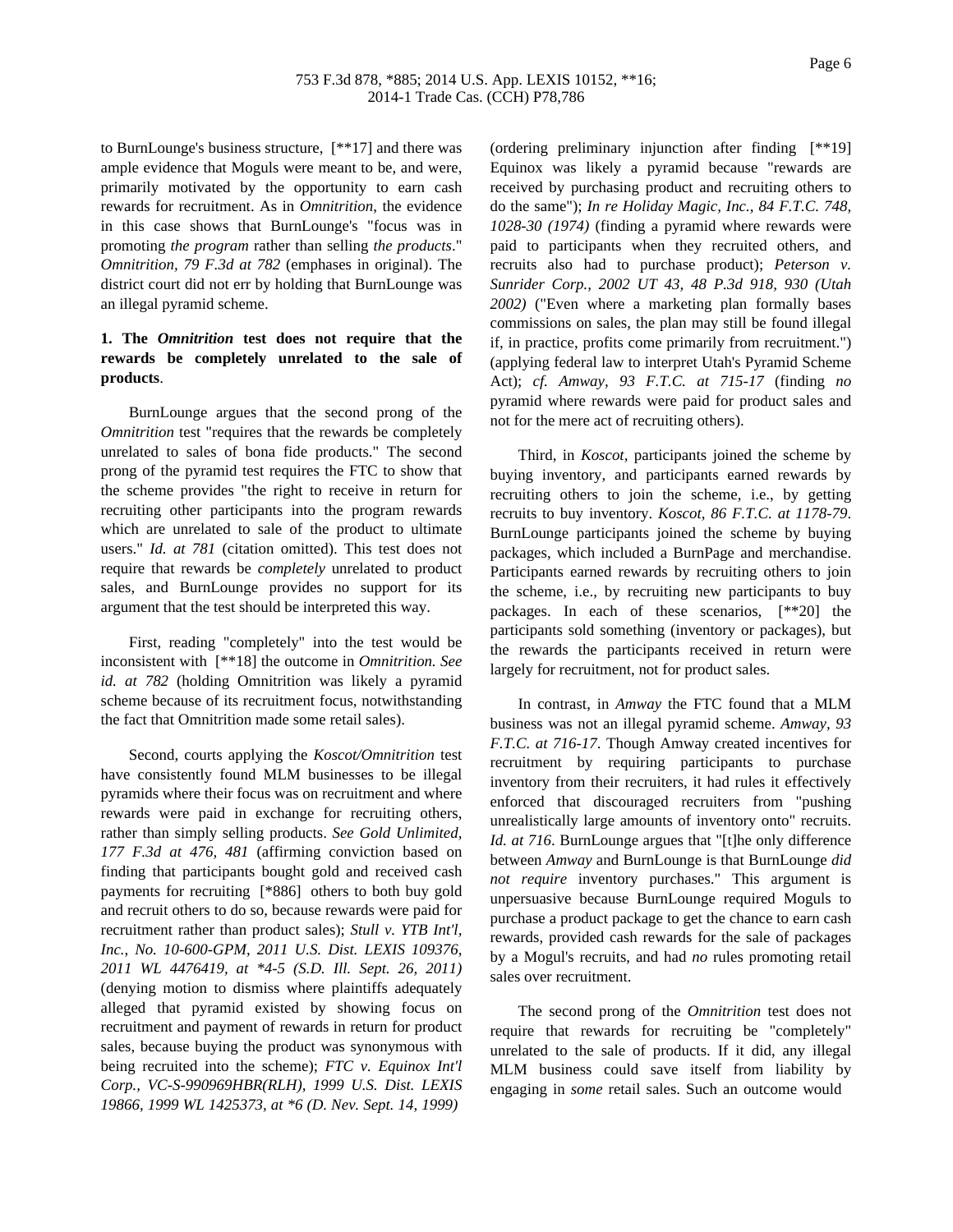to BurnLounge's business structure, [**17] and there was ample evidence that Moguls were meant to be, and were, primarily motivated by the opportunity to earn cash rewards for recruitment. As in *Omnitrition*, the evidence in this case shows that BurnLounge's "focus was in promoting *the program* rather than selling *the products*." *Omnitrition, 79 F.3d at 782* (emphases in original). The district court did not err by holding that BurnLounge was an illegal pyramid scheme.

**1. The *Omnitrition* test does not require that the rewards be completely unrelated to the sale of products**.

BurnLounge argues that the second prong of the *Omnitrition* test "requires that the rewards be completely unrelated to sales of bona fide products." The second prong of the pyramid test requires the FTC to show that the scheme provides "the right to receive in return for recruiting other participants into the program rewards which are unrelated to sale of the product to ultimate users." *Id. at 781* (citation omitted). This test does not require that rewards be *completely* unrelated to product sales, and BurnLounge provides no support for its argument that the test should be interpreted this way.

First, reading "completely" into the test would be inconsistent with [**18] the outcome in *Omnitrition. See id. at 782* (holding Omnitrition was likely a pyramid scheme because of its recruitment focus, notwithstanding the fact that Omnitrition made some retail sales).

Second, courts applying the *Koscot/Omnitrition* test have consistently found MLM businesses to be illegal pyramids where their focus was on recruitment and where rewards were paid in exchange for recruiting others, rather than simply selling products. *See Gold Unlimited, 177 F.3d at 476, 481* (affirming conviction based on finding that participants bought gold and received cash payments for recruiting [*886] others to both buy gold and recruit others to do so, because rewards were paid for recruitment rather than product sales); *Stull v. YTB Int'l, Inc., No. 10-600-GPM, 2011 U.S. Dist. LEXIS 109376, 2011 WL 4476419, at *4-5 (S.D. Ill. Sept. 26, 2011)* (denying motion to dismiss where plaintiffs adequately alleged that pyramid existed by showing focus on recruitment and payment of rewards in return for product sales, because buying the product was synonymous with being recruited into the scheme); *FTC v. Equinox Int'l Corp., VC-S-990969HBR(RLH), 1999 U.S. Dist. LEXIS 19866, 1999 WL 1425373, at *6 (D. Nev. Sept. 14, 1999)* (ordering preliminary injunction after finding [**19] Equinox was likely a pyramid because "rewards are received by purchasing product and recruiting others to do the same"); *In re Holiday Magic, Inc., 84 F.T.C. 748, 1028-30 (1974)* (finding a pyramid where rewards were paid to participants when they recruited others, and recruits also had to purchase product); *Peterson v. Sunrider Corp., 2002 UT 43, 48 P.3d 918, 930 (Utah 2002)* ("Even where a marketing plan formally bases commissions on sales, the plan may still be found illegal if, in practice, profits come primarily from recruitment.") (applying federal law to interpret Utah's Pyramid Scheme Act); *cf. Amway, 93 F.T.C. at 715-17* (finding *no* pyramid where rewards were paid for product sales and not for the mere act of recruiting others).

Third, in *Koscot*, participants joined the scheme by buying inventory, and participants earned rewards by recruiting others to join the scheme, i.e., by getting recruits to buy inventory. *Koscot, 86 F.T.C. at 1178-79*. BurnLounge participants joined the scheme by buying packages, which included a BurnPage and merchandise. Participants earned rewards by recruiting others to join the scheme, i.e., by recruiting new participants to buy packages. In each of these scenarios, [**20] the participants sold something (inventory or packages), but the rewards the participants received in return were largely for recruitment, not for product sales.

In contrast, in *Amway* the FTC found that a MLM business was not an illegal pyramid scheme. *Amway, 93 F.T.C. at 716-17*. Though Amway created incentives for recruitment by requiring participants to purchase inventory from their recruiters, it had rules it effectively enforced that discouraged recruiters from "pushing unrealistically large amounts of inventory onto" recruits. *Id. at 716*. BurnLounge argues that "[t]he only difference between *Amway* and BurnLounge is that BurnLounge *did not require* inventory purchases." This argument is unpersuasive because BurnLounge required Moguls to purchase a product package to get the chance to earn cash rewards, provided cash rewards for the sale of packages by a Mogul's recruits, and had *no* rules promoting retail sales over recruitment.

The second prong of the *Omnitrition* test does not require that rewards for recruiting be "completely" unrelated to the sale of products. If it did, any illegal MLM business could save itself from liability by engaging in *some* retail sales. Such an outcome would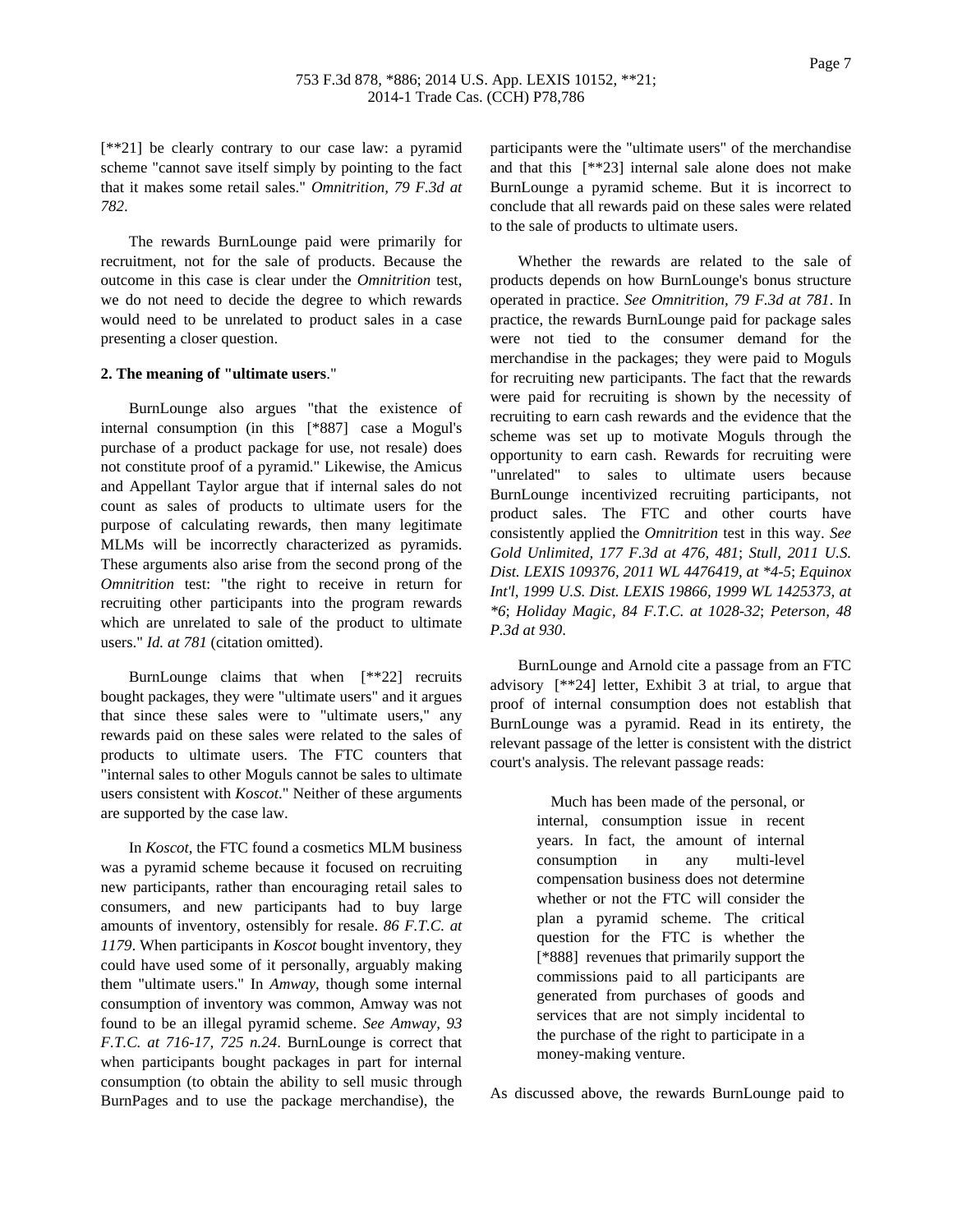[**21] be clearly contrary to our case law: a pyramid scheme "cannot save itself simply by pointing to the fact that it makes some retail sales." *Omnitrition, 79 F.3d at 782*.

The rewards BurnLounge paid were primarily for recruitment, not for the sale of products. Because the outcome in this case is clear under the *Omnitrition* test, we do not need to decide the degree to which rewards would need to be unrelated to product sales in a case presenting a closer question.

**2. The meaning of "ultimate users**."

BurnLounge also argues "that the existence of internal consumption (in this [*887] case a Mogul's purchase of a product package for use, not resale) does not constitute proof of a pyramid." Likewise, the Amicus and Appellant Taylor argue that if internal sales do not count as sales of products to ultimate users for the purpose of calculating rewards, then many legitimate MLMs will be incorrectly characterized as pyramids. These arguments also arise from the second prong of the *Omnitrition* test: "the right to receive in return for recruiting other participants into the program rewards which are unrelated to sale of the product to ultimate users." *Id. at 781* (citation omitted).

BurnLounge claims that when [**22] recruits bought packages, they were "ultimate users" and it argues that since these sales were to "ultimate users," any rewards paid on these sales were related to the sales of products to ultimate users. The FTC counters that "internal sales to other Moguls cannot be sales to ultimate users consistent with *Koscot*." Neither of these arguments are supported by the case law.

In *Koscot*, the FTC found a cosmetics MLM business was a pyramid scheme because it focused on recruiting new participants, rather than encouraging retail sales to consumers, and new participants had to buy large amounts of inventory, ostensibly for resale. *86 F.T.C. at 1179*. When participants in *Koscot* bought inventory, they could have used some of it personally, arguably making them "ultimate users." In *Amway*, though some internal consumption of inventory was common, Amway was not found to be an illegal pyramid scheme. *See Amway, 93 F.T.C. at 716-17, 725 n.24*. BurnLounge is correct that when participants bought packages in part for internal consumption (to obtain the ability to sell music through BurnPages and to use the package merchandise), the participants were the "ultimate users" of the merchandise and that this [**23] internal sale alone does not make BurnLounge a pyramid scheme. But it is incorrect to conclude that all rewards paid on these sales were related to the sale of products to ultimate users.

Whether the rewards are related to the sale of products depends on how BurnLounge's bonus structure operated in practice. *See Omnitrition, 79 F.3d at 781*. In practice, the rewards BurnLounge paid for package sales were not tied to the consumer demand for the merchandise in the packages; they were paid to Moguls for recruiting new participants. The fact that the rewards were paid for recruiting is shown by the necessity of recruiting to earn cash rewards and the evidence that the scheme was set up to motivate Moguls through the opportunity to earn cash. Rewards for recruiting were "unrelated" to sales to ultimate users because BurnLounge incentivized recruiting participants, not product sales. The FTC and other courts have consistently applied the *Omnitrition* test in this way. *See Gold Unlimited, 177 F.3d at 476, 481*; *Stull, 2011 U.S. Dist. LEXIS 109376, 2011 WL 4476419, at *4-5*; *Equinox Int'l, 1999 U.S. Dist. LEXIS 19866, 1999 WL 1425373, at *6*; *Holiday Magic, 84 F.T.C. at 1028-32*; *Peterson, 48 P.3d at 930*.

BurnLounge and Arnold cite a passage from an FTC advisory [**24] letter, Exhibit 3 at trial, to argue that proof of internal consumption does not establish that BurnLounge was a pyramid. Read in its entirety, the relevant passage of the letter is consistent with the district court's analysis. The relevant passage reads:

> Much has been made of the personal, or internal, consumption issue in recent years. In fact, the amount of internal consumption in any multi-level compensation business does not determine whether or not the FTC will consider the plan a pyramid scheme. The critical question for the FTC is whether the [*888] revenues that primarily support the commissions paid to all participants are generated from purchases of goods and services that are not simply incidental to the purchase of the right to participate in a money-making venture.

As discussed above, the rewards BurnLounge paid to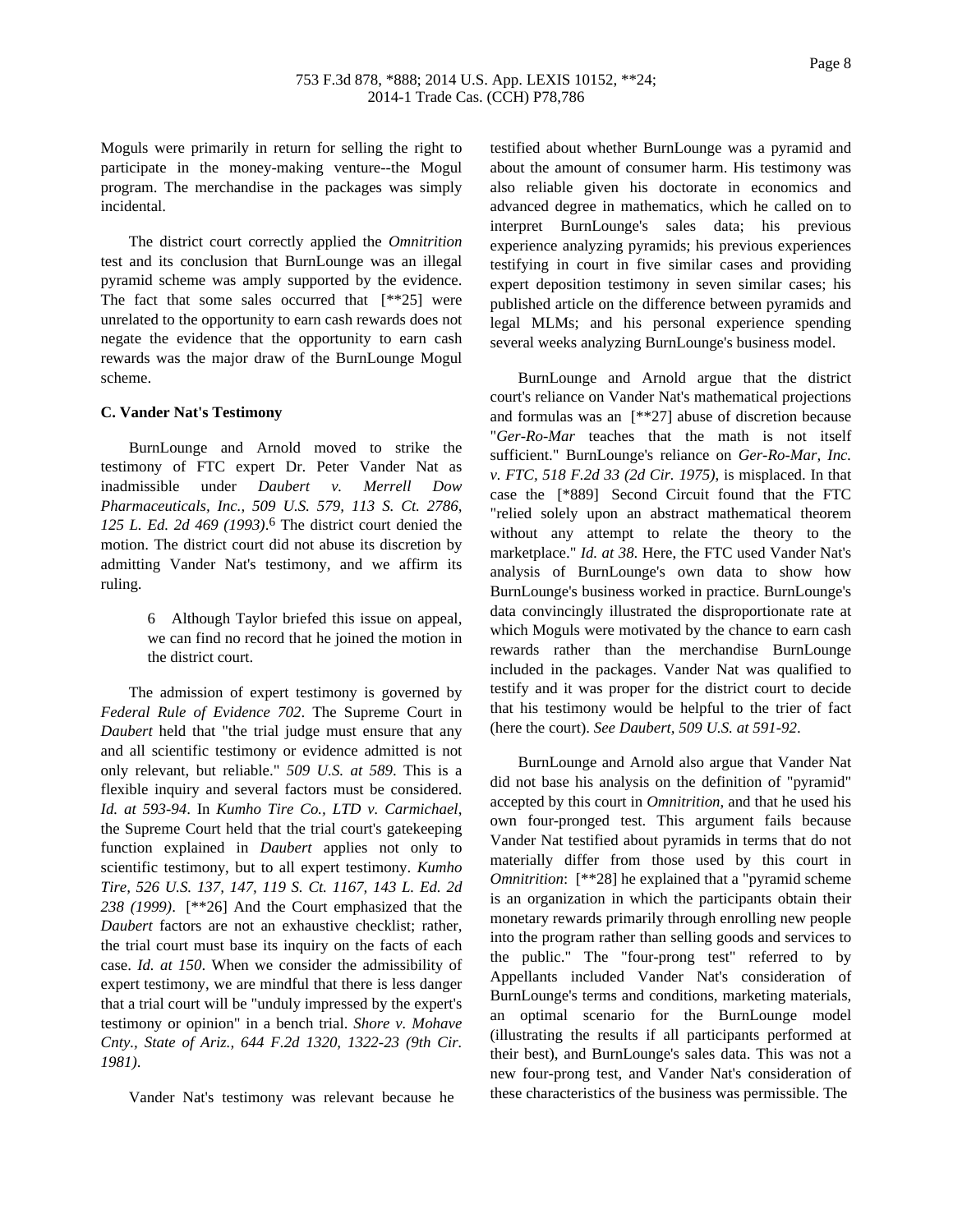Moguls were primarily in return for selling the right to participate in the money-making venture--the Mogul program. The merchandise in the packages was simply incidental.

The district court correctly applied the *Omnitrition* test and its conclusion that BurnLounge was an illegal pyramid scheme was amply supported by the evidence. The fact that some sales occurred that [**25] were unrelated to the opportunity to earn cash rewards does not negate the evidence that the opportunity to earn cash rewards was the major draw of the BurnLounge Mogul scheme.

**C. Vander Nat's Testimony**

BurnLounge and Arnold moved to strike the testimony of FTC expert Dr. Peter Vander Nat as inadmissible under *Daubert v. Merrell Dow Pharmaceuticals, Inc., 509 U.S. 579, 113 S. Ct. 2786, 125 L. Ed. 2d 469 (1993)*.[6] The district court denied the motion. The district court did not abuse its discretion by admitting Vander Nat's testimony, and we affirm its ruling.

> 6 Although Taylor briefed this issue on appeal, we can find no record that he joined the motion in the district court.

The admission of expert testimony is governed by *Federal Rule of Evidence 702*. The Supreme Court in *Daubert* held that "the trial judge must ensure that any and all scientific testimony or evidence admitted is not only relevant, but reliable." *509 U.S. at 589*. This is a flexible inquiry and several factors must be considered. *Id. at 593-94*. In *Kumho Tire Co., LTD v. Carmichael*, the Supreme Court held that the trial court's gatekeeping function explained in *Daubert* applies not only to scientific testimony, but to all expert testimony. *Kumho Tire, 526 U.S. 137, 147, 119 S. Ct. 1167, 143 L. Ed. 2d 238 (1999)*. [**26] And the Court emphasized that the *Daubert* factors are not an exhaustive checklist; rather, the trial court must base its inquiry on the facts of each case. *Id. at 150*. When we consider the admissibility of expert testimony, we are mindful that there is less danger that a trial court will be "unduly impressed by the expert's testimony or opinion" in a bench trial. *Shore v. Mohave Cnty., State of Ariz., 644 F.2d 1320, 1322-23 (9th Cir. 1981)*.

Vander Nat's testimony was relevant because he testified about whether BurnLounge was a pyramid and about the amount of consumer harm. His testimony was also reliable given his doctorate in economics and advanced degree in mathematics, which he called on to interpret BurnLounge's sales data; his previous experience analyzing pyramids; his previous experiences testifying in court in five similar cases and providing expert deposition testimony in seven similar cases; his published article on the difference between pyramids and legal MLMs; and his personal experience spending several weeks analyzing BurnLounge's business model.

BurnLounge and Arnold argue that the district court's reliance on Vander Nat's mathematical projections and formulas was an [**27] abuse of discretion because "*Ger-Ro-Mar* teaches that the math is not itself sufficient." BurnLounge's reliance on *Ger-Ro-Mar, Inc. v. FTC, 518 F.2d 33 (2d Cir. 1975)*, is misplaced. In that case the [*889] Second Circuit found that the FTC "relied solely upon an abstract mathematical theorem without any attempt to relate the theory to the marketplace." *Id. at 38*. Here, the FTC used Vander Nat's analysis of BurnLounge's own data to show how BurnLounge's business worked in practice. BurnLounge's data convincingly illustrated the disproportionate rate at which Moguls were motivated by the chance to earn cash rewards rather than the merchandise BurnLounge included in the packages. Vander Nat was qualified to testify and it was proper for the district court to decide that his testimony would be helpful to the trier of fact (here the court). *See Daubert, 509 U.S. at 591-92*.

BurnLounge and Arnold also argue that Vander Nat did not base his analysis on the definition of "pyramid" accepted by this court in *Omnitrition*, and that he used his own four-pronged test. This argument fails because Vander Nat testified about pyramids in terms that do not materially differ from those used by this court in *Omnitrition*: [**28] he explained that a "pyramid scheme is an organization in which the participants obtain their monetary rewards primarily through enrolling new people into the program rather than selling goods and services to the public." The "four-prong test" referred to by Appellants included Vander Nat's consideration of BurnLounge's terms and conditions, marketing materials, an optimal scenario for the BurnLounge model (illustrating the results if all participants performed at their best), and BurnLounge's sales data. This was not a new four-prong test, and Vander Nat's consideration of these characteristics of the business was permissible. The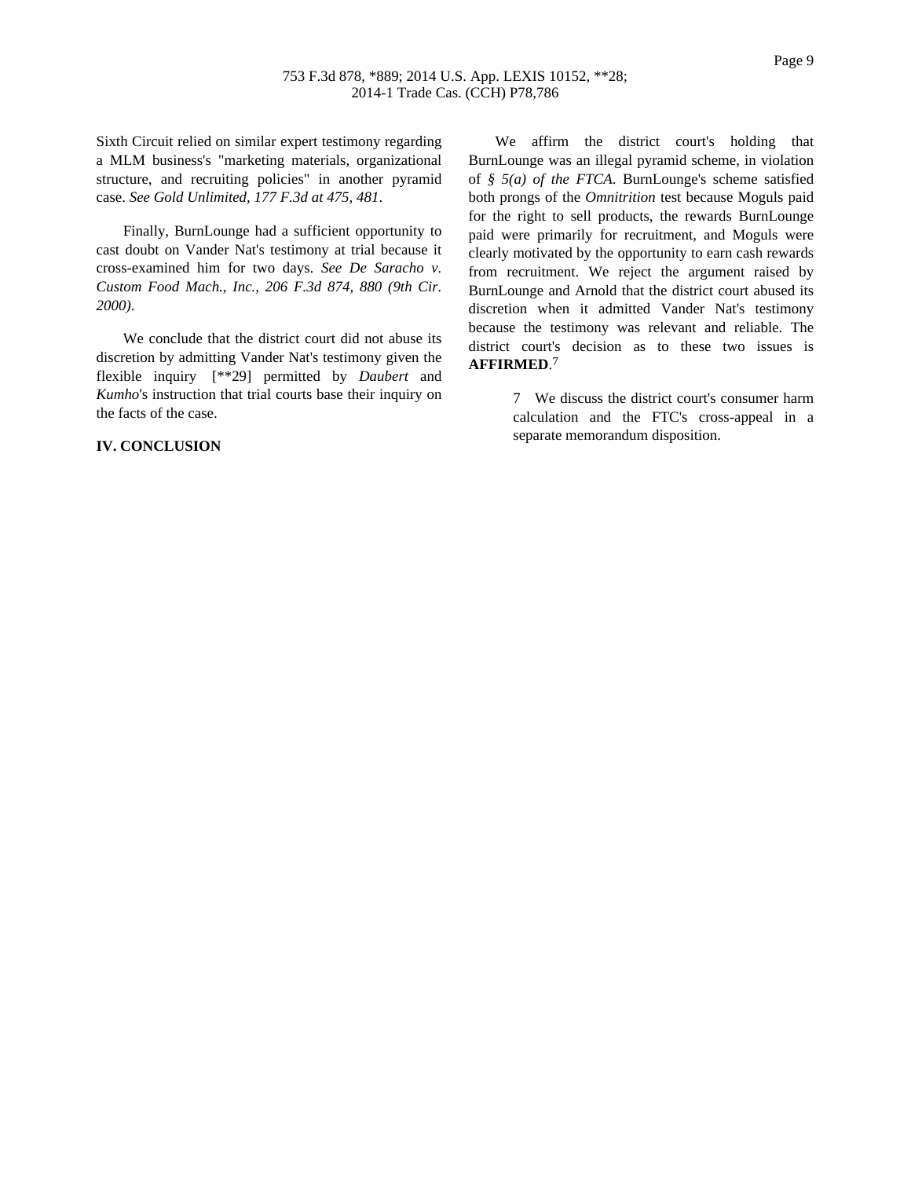Sixth Circuit relied on similar expert testimony regarding a MLM business's "marketing materials, organizational structure, and recruiting policies" in another pyramid case. *See Gold Unlimited, 177 F.3d at 475, 481*.

Finally, BurnLounge had a sufficient opportunity to cast doubt on Vander Nat's testimony at trial because it cross-examined him for two days. *See De Saracho v. Custom Food Mach., Inc., 206 F.3d 874, 880 (9th Cir. 2000)*.

We conclude that the district court did not abuse its discretion by admitting Vander Nat's testimony given the flexible inquiry [**29] permitted by *Daubert* and *Kumho*'s instruction that trial courts base their inquiry on the facts of the case.

**IV. CONCLUSION**

We affirm the district court's holding that BurnLounge was an illegal pyramid scheme, in violation of *§ 5(a) of the FTCA*. BurnLounge's scheme satisfied both prongs of the *Omnitrition* test because Moguls paid for the right to sell products, the rewards BurnLounge paid were primarily for recruitment, and Moguls were clearly motivated by the opportunity to earn cash rewards from recruitment. We reject the argument raised by BurnLounge and Arnold that the district court abused its discretion when it admitted Vander Nat's testimony because the testimony was relevant and reliable. The district court's decision as to these two issues is **AFFIRMED**.[7]

7 We discuss the district court's consumer harm calculation and the FTC's cross-appeal in a separate memorandum disposition.